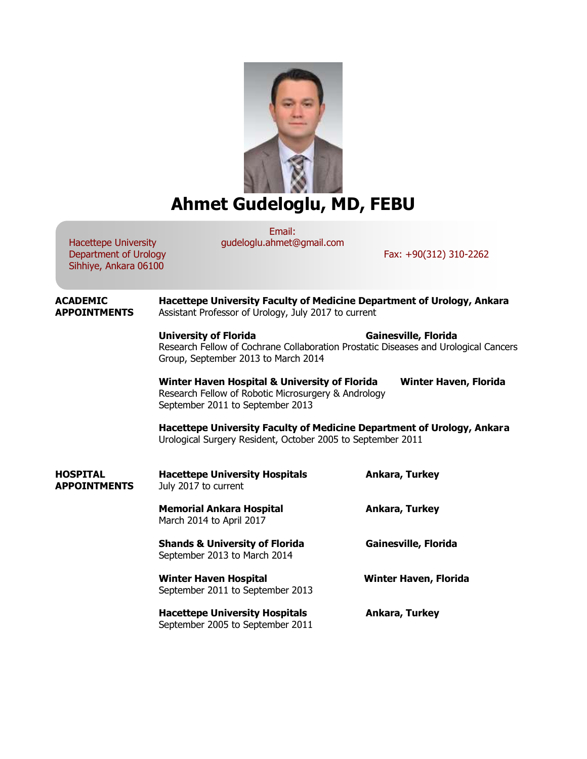# Ahmet Gudeloglu, MD, FEBU

Hacettepe University
Department of Urology
Sihhiye, Ankara 06100

Email:
gudeloglu.ahmet@gmail.com

Fax: +90(312) 310-2262

## ACADEMIC APPOINTMENTS

**Hacettepe University Faculty of Medicine Department of Urology, Ankara**
Assistant Professor of Urology, July 2017 to current

**University of Florida** — **Gainesville, Florida**
Research Fellow of Cochrane Collaboration Prostatic Diseases and Urological Cancers Group, September 2013 to March 2014

**Winter Haven Hospital & University of Florida** — **Winter Haven, Florida**
Research Fellow of Robotic Microsurgery & Andrology
September 2011 to September 2013

**Hacettepe University Faculty of Medicine Department of Urology, Ankara**
Urological Surgery Resident, October 2005 to September 2011

## HOSPITAL APPOINTMENTS

**Hacettepe University Hospitals** — **Ankara, Turkey**
July 2017 to current

**Memorial Ankara Hospital** — **Ankara, Turkey**
March 2014 to April 2017

**Shands & University of Florida** — **Gainesville, Florida**
September 2013 to March 2014

**Winter Haven Hospital** — **Winter Haven, Florida**
September 2011 to September 2013

**Hacettepe University Hospitals** — **Ankara, Turkey**
September 2005 to September 2011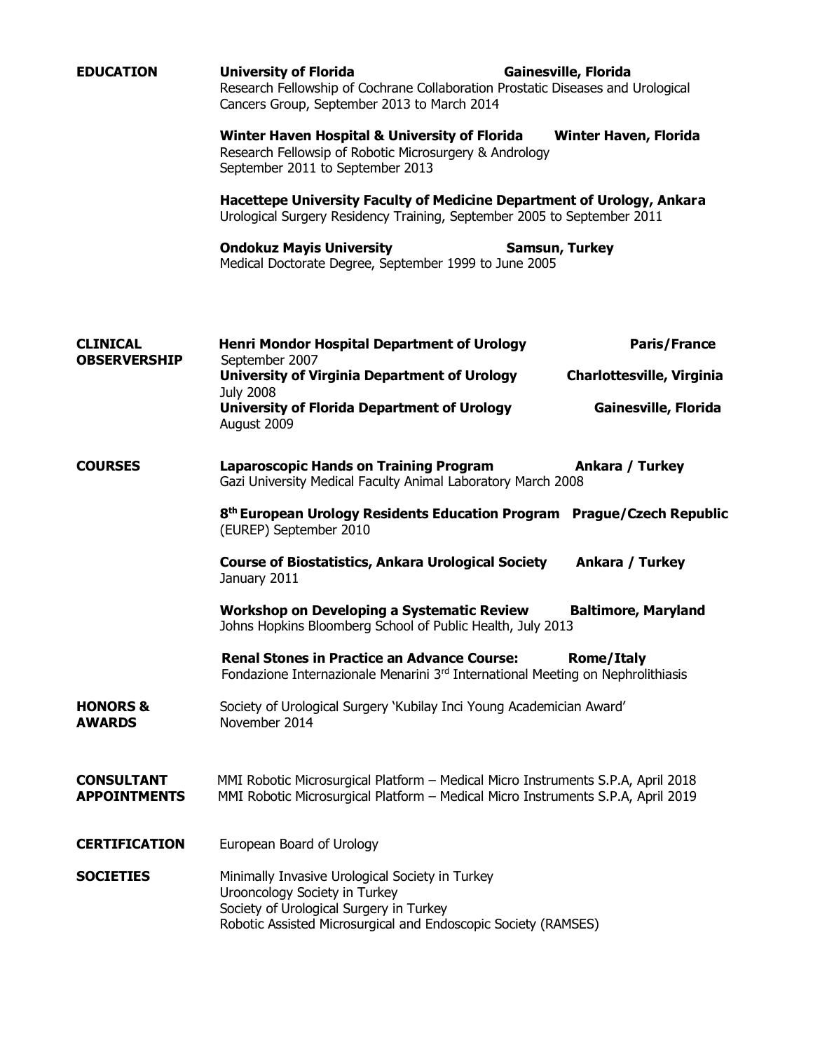## EDUCATION

**University of Florida** — **Gainesville, Florida**
Research Fellowship of Cochrane Collaboration Prostatic Diseases and Urological Cancers Group, September 2013 to March 2014

**Winter Haven Hospital & University of Florida** — **Winter Haven, Florida**
Research Fellowsip of Robotic Microsurgery & Andrology
September 2011 to September 2013

**Hacettepe University Faculty of Medicine Department of Urology, Ankara**
Urological Surgery Residency Training, September 2005 to September 2011

**Ondokuz Mayis University** — **Samsun, Turkey**
Medical Doctorate Degree, September 1999 to June 2005

## CLINICAL OBSERVERSHIP

**Henri Mondor Hospital Department of Urology** — **Paris/France**
September 2007

**University of Virginia Department of Urology** — **Charlottesville, Virginia**
July 2008

**University of Florida Department of Urology** — **Gainesville, Florida**
August 2009

## COURSES

**Laparoscopic Hands on Training Program** — **Ankara / Turkey**
Gazi University Medical Faculty Animal Laboratory March 2008

**8th European Urology Residents Education Program** — **Prague/Czech Republic**
(EUREP) September 2010

**Course of Biostatistics, Ankara Urological Society** — **Ankara / Turkey**
January 2011

**Workshop on Developing a Systematic Review** — **Baltimore, Maryland**
Johns Hopkins Bloomberg School of Public Health, July 2013

**Renal Stones in Practice an Advance Course:** — **Rome/Italy**
Fondazione Internazionale Menarini 3rd International Meeting on Nephrolithiasis

## HONORS & AWARDS

Society of Urological Surgery 'Kubilay Inci Young Academician Award'
November 2014

## CONSULTANT APPOINTMENTS

MMI Robotic Microsurgical Platform – Medical Micro Instruments S.P.A, April 2018
MMI Robotic Microsurgical Platform – Medical Micro Instruments S.P.A, April 2019

## CERTIFICATION

European Board of Urology

## SOCIETIES

Minimally Invasive Urological Society in Turkey
Urooncology Society in Turkey
Society of Urological Surgery in Turkey
Robotic Assisted Microsurgical and Endoscopic Society (RAMSES)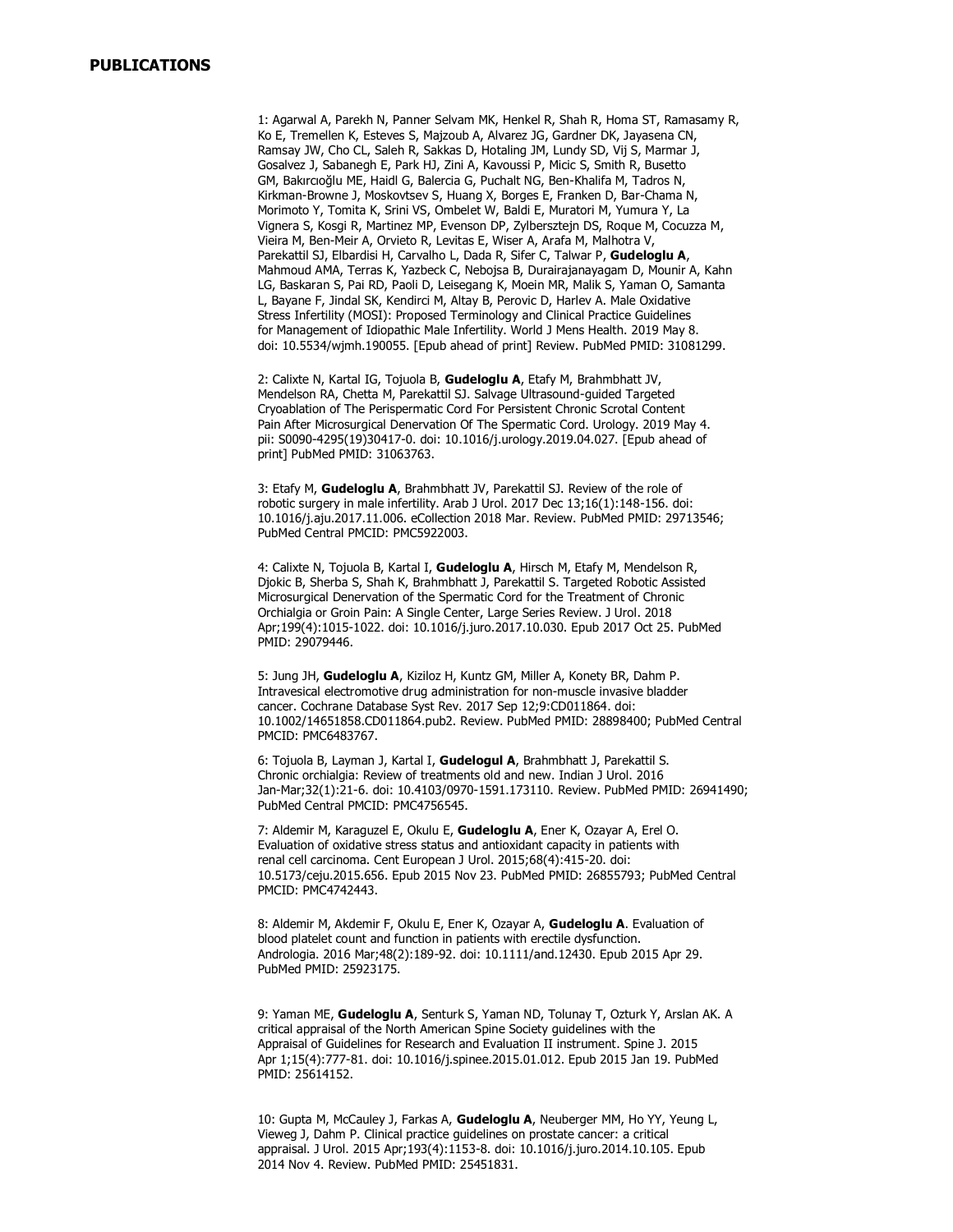## PUBLICATIONS

1: Agarwal A, Parekh N, Panner Selvam MK, Henkel R, Shah R, Homa ST, Ramasamy R, Ko E, Tremellen K, Esteves S, Majzoub A, Alvarez JG, Gardner DK, Jayasena CN, Ramsay JW, Cho CL, Saleh R, Sakkas D, Hotaling JM, Lundy SD, Vij S, Marmar J, Gosalvez J, Sabanegh E, Park HJ, Zini A, Kavoussi P, Micic S, Smith R, Busetto GM, Bakırcıoğlu ME, Haidl G, Balercia G, Puchalt NG, Ben-Khalifa M, Tadros N, Kirkman-Browne J, Moskovtsev S, Huang X, Borges E, Franken D, Bar-Chama N, Morimoto Y, Tomita K, Srini VS, Ombelet W, Baldi E, Muratori M, Yumura Y, La Vignera S, Kosgi R, Martinez MP, Evenson DP, Zylbersztejn DS, Roque M, Cocuzza M, Vieira M, Ben-Meir A, Orvieto R, Levitas E, Wiser A, Arafa M, Malhotra V, Parekattil SJ, Elbardisi H, Carvalho L, Dada R, Sifer C, Talwar P, **Gudeloglu A**, Mahmoud AMA, Terras K, Yazbeck C, Nebojsa B, Durairajanayagam D, Mounir A, Kahn LG, Baskaran S, Pai RD, Paoli D, Leisegang K, Moein MR, Malik S, Yaman O, Samanta L, Bayane F, Jindal SK, Kendirci M, Altay B, Perovic D, Harlev A. Male Oxidative Stress Infertility (MOSI): Proposed Terminology and Clinical Practice Guidelines for Management of Idiopathic Male Infertility. World J Mens Health. 2019 May 8. doi: 10.5534/wjmh.190055. [Epub ahead of print] Review. PubMed PMID: 31081299.

2: Calixte N, Kartal IG, Tojuola B, **Gudeloglu A**, Etafy M, Brahmbhatt JV, Mendelson RA, Chetta M, Parekattil SJ. Salvage Ultrasound-guided Targeted Cryoablation of The Perispermatic Cord For Persistent Chronic Scrotal Content Pain After Microsurgical Denervation Of The Spermatic Cord. Urology. 2019 May 4. pii: S0090-4295(19)30417-0. doi: 10.1016/j.urology.2019.04.027. [Epub ahead of print] PubMed PMID: 31063763.

3: Etafy M, **Gudeloglu A**, Brahmbhatt JV, Parekattil SJ. Review of the role of robotic surgery in male infertility. Arab J Urol. 2017 Dec 13;16(1):148-156. doi: 10.1016/j.aju.2017.11.006. eCollection 2018 Mar. Review. PubMed PMID: 29713546; PubMed Central PMCID: PMC5922003.

4: Calixte N, Tojuola B, Kartal I, **Gudeloglu A**, Hirsch M, Etafy M, Mendelson R, Djokic B, Sherba S, Shah K, Brahmbhatt J, Parekattil S. Targeted Robotic Assisted Microsurgical Denervation of the Spermatic Cord for the Treatment of Chronic Orchialgia or Groin Pain: A Single Center, Large Series Review. J Urol. 2018 Apr;199(4):1015-1022. doi: 10.1016/j.juro.2017.10.030. Epub 2017 Oct 25. PubMed PMID: 29079446.

5: Jung JH, **Gudeloglu A**, Kiziloz H, Kuntz GM, Miller A, Konety BR, Dahm P. Intravesical electromotive drug administration for non-muscle invasive bladder cancer. Cochrane Database Syst Rev. 2017 Sep 12;9:CD011864. doi: 10.1002/14651858.CD011864.pub2. Review. PubMed PMID: 28898400; PubMed Central PMCID: PMC6483767.

6: Tojuola B, Layman J, Kartal I, **Gudelogul A**, Brahmbhatt J, Parekattil S. Chronic orchialgia: Review of treatments old and new. Indian J Urol. 2016 Jan-Mar;32(1):21-6. doi: 10.4103/0970-1591.173110. Review. PubMed PMID: 26941490; PubMed Central PMCID: PMC4756545.

7: Aldemir M, Karaguzel E, Okulu E, **Gudeloglu A**, Ener K, Ozayar A, Erel O. Evaluation of oxidative stress status and antioxidant capacity in patients with renal cell carcinoma. Cent European J Urol. 2015;68(4):415-20. doi: 10.5173/ceju.2015.656. Epub 2015 Nov 23. PubMed PMID: 26855793; PubMed Central PMCID: PMC4742443.

8: Aldemir M, Akdemir F, Okulu E, Ener K, Ozayar A, **Gudeloglu A**. Evaluation of blood platelet count and function in patients with erectile dysfunction. Andrologia. 2016 Mar;48(2):189-92. doi: 10.1111/and.12430. Epub 2015 Apr 29. PubMed PMID: 25923175.

9: Yaman ME, **Gudeloglu A**, Senturk S, Yaman ND, Tolunay T, Ozturk Y, Arslan AK. A critical appraisal of the North American Spine Society guidelines with the Appraisal of Guidelines for Research and Evaluation II instrument. Spine J. 2015 Apr 1;15(4):777-81. doi: 10.1016/j.spinee.2015.01.012. Epub 2015 Jan 19. PubMed PMID: 25614152.

10: Gupta M, McCauley J, Farkas A, **Gudeloglu A**, Neuberger MM, Ho YY, Yeung L, Vieweg J, Dahm P. Clinical practice guidelines on prostate cancer: a critical appraisal. J Urol. 2015 Apr;193(4):1153-8. doi: 10.1016/j.juro.2014.10.105. Epub 2014 Nov 4. Review. PubMed PMID: 25451831.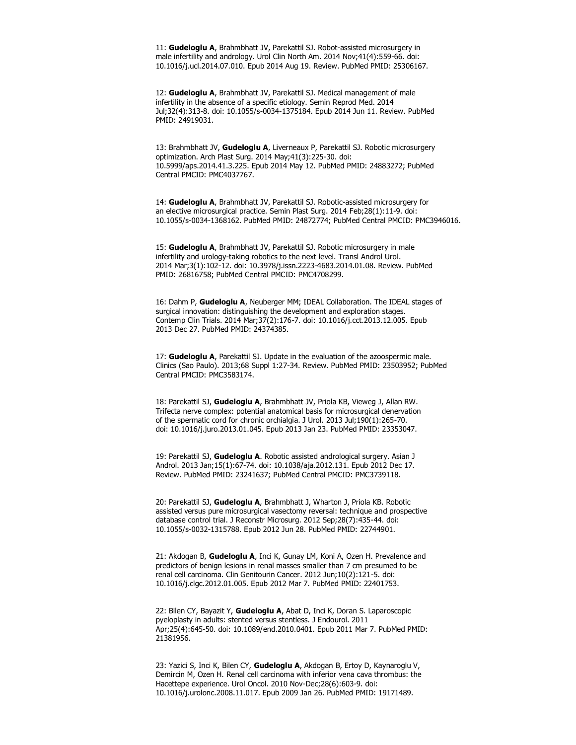11: **Gudeloglu A**, Brahmbhatt JV, Parekattil SJ. Robot-assisted microsurgery in male infertility and andrology. Urol Clin North Am. 2014 Nov;41(4):559-66. doi: 10.1016/j.ucl.2014.07.010. Epub 2014 Aug 19. Review. PubMed PMID: 25306167.

12: **Gudeloglu A**, Brahmbhatt JV, Parekattil SJ. Medical management of male infertility in the absence of a specific etiology. Semin Reprod Med. 2014 Jul;32(4):313-8. doi: 10.1055/s-0034-1375184. Epub 2014 Jun 11. Review. PubMed PMID: 24919031.

13: Brahmbhatt JV, **Gudeloglu A**, Liverneaux P, Parekattil SJ. Robotic microsurgery optimization. Arch Plast Surg. 2014 May;41(3):225-30. doi: 10.5999/aps.2014.41.3.225. Epub 2014 May 12. PubMed PMID: 24883272; PubMed Central PMCID: PMC4037767.

14: **Gudeloglu A**, Brahmbhatt JV, Parekattil SJ. Robotic-assisted microsurgery for an elective microsurgical practice. Semin Plast Surg. 2014 Feb;28(1):11-9. doi: 10.1055/s-0034-1368162. PubMed PMID: 24872774; PubMed Central PMCID: PMC3946016.

15: **Gudeloglu A**, Brahmbhatt JV, Parekattil SJ. Robotic microsurgery in male infertility and urology-taking robotics to the next level. Transl Androl Urol. 2014 Mar;3(1):102-12. doi: 10.3978/j.issn.2223-4683.2014.01.08. Review. PubMed PMID: 26816758; PubMed Central PMCID: PMC4708299.

16: Dahm P, **Gudeloglu A**, Neuberger MM; IDEAL Collaboration. The IDEAL stages of surgical innovation: distinguishing the development and exploration stages. Contemp Clin Trials. 2014 Mar;37(2):176-7. doi: 10.1016/j.cct.2013.12.005. Epub 2013 Dec 27. PubMed PMID: 24374385.

17: **Gudeloglu A**, Parekattil SJ. Update in the evaluation of the azoospermic male. Clinics (Sao Paulo). 2013;68 Suppl 1:27-34. Review. PubMed PMID: 23503952; PubMed Central PMCID: PMC3583174.

18: Parekattil SJ, **Gudeloglu A**, Brahmbhatt JV, Priola KB, Vieweg J, Allan RW. Trifecta nerve complex: potential anatomical basis for microsurgical denervation of the spermatic cord for chronic orchialgia. J Urol. 2013 Jul;190(1):265-70. doi: 10.1016/j.juro.2013.01.045. Epub 2013 Jan 23. PubMed PMID: 23353047.

19: Parekattil SJ, **Gudeloglu A**. Robotic assisted andrological surgery. Asian J Androl. 2013 Jan;15(1):67-74. doi: 10.1038/aja.2012.131. Epub 2012 Dec 17. Review. PubMed PMID: 23241637; PubMed Central PMCID: PMC3739118.

20: Parekattil SJ, **Gudeloglu A**, Brahmbhatt J, Wharton J, Priola KB. Robotic assisted versus pure microsurgical vasectomy reversal: technique and prospective database control trial. J Reconstr Microsurg. 2012 Sep;28(7):435-44. doi: 10.1055/s-0032-1315788. Epub 2012 Jun 28. PubMed PMID: 22744901.

21: Akdogan B, **Gudeloglu A**, Inci K, Gunay LM, Koni A, Ozen H. Prevalence and predictors of benign lesions in renal masses smaller than 7 cm presumed to be renal cell carcinoma. Clin Genitourin Cancer. 2012 Jun;10(2):121-5. doi: 10.1016/j.clgc.2012.01.005. Epub 2012 Mar 7. PubMed PMID: 22401753.

22: Bilen CY, Bayazit Y, **Gudeloglu A**, Abat D, Inci K, Doran S. Laparoscopic pyeloplasty in adults: stented versus stentless. J Endourol. 2011 Apr;25(4):645-50. doi: 10.1089/end.2010.0401. Epub 2011 Mar 7. PubMed PMID: 21381956.

23: Yazici S, Inci K, Bilen CY, **Gudeloglu A**, Akdogan B, Ertoy D, Kaynaroglu V, Demircin M, Ozen H. Renal cell carcinoma with inferior vena cava thrombus: the Hacettepe experience. Urol Oncol. 2010 Nov-Dec;28(6):603-9. doi: 10.1016/j.urolonc.2008.11.017. Epub 2009 Jan 26. PubMed PMID: 19171489.